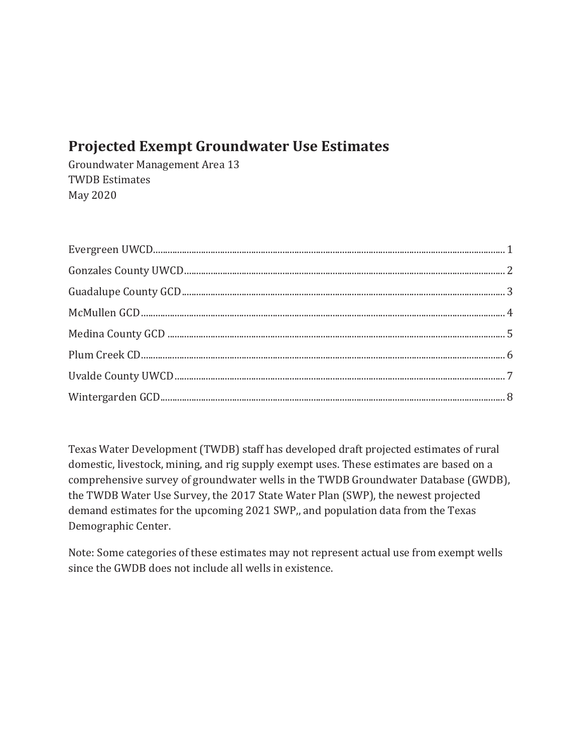# Projected Exempt Groundwater Use Estimates

Groundwater Management Area 13
TWDB Estimates
May 2020

Evergreen UWCD........................................................................................................................................... 1
Gonzales County UWCD............................................................................................................................... 2
Guadalupe County GCD................................................................................................................................ 3
McMullen GCD................................................................................................................................................ 4
Medina County GCD ..................................................................................................................................... 5
Plum Creek CD................................................................................................................................................ 6
Uvalde County UWCD................................................................................................................................... 7
Wintergarden GCD......................................................................................................................................... 8

Texas Water Development (TWDB) staff has developed draft projected estimates of rural domestic, livestock, mining, and rig supply exempt uses. These estimates are based on a comprehensive survey of groundwater wells in the TWDB Groundwater Database (GWDB), the TWDB Water Use Survey, the 2017 State Water Plan (SWP), the newest projected demand estimates for the upcoming 2021 SWP,, and population data from the Texas Demographic Center.

Note: Some categories of these estimates may not represent actual use from exempt wells since the GWDB does not include all wells in existence.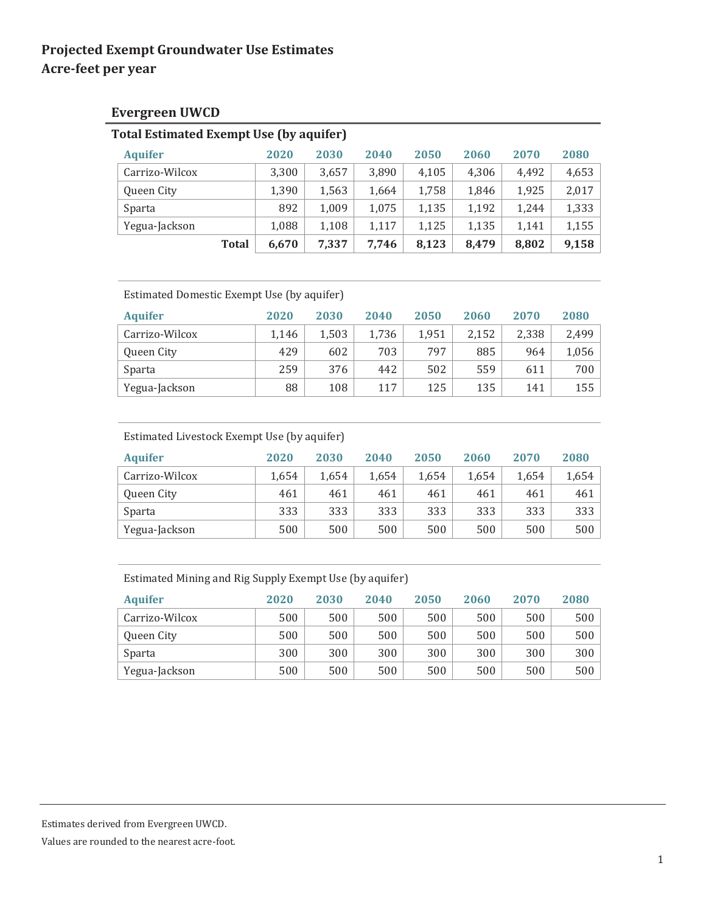# Projected Exempt Groundwater Use Estimates
# Acre-feet per year

## Evergreen UWCD

### Total Estimated Exempt Use (by aquifer)

| Aquifer | 2020 | 2030 | 2040 | 2050 | 2060 | 2070 | 2080 |
|---|---|---|---|---|---|---|---|
| Carrizo-Wilcox | 3,300 | 3,657 | 3,890 | 4,105 | 4,306 | 4,492 | 4,653 |
| Queen City | 1,390 | 1,563 | 1,664 | 1,758 | 1,846 | 1,925 | 2,017 |
| Sparta | 892 | 1,009 | 1,075 | 1,135 | 1,192 | 1,244 | 1,333 |
| Yegua-Jackson | 1,088 | 1,108 | 1,117 | 1,125 | 1,135 | 1,141 | 1,155 |
| **Total** | **6,670** | **7,337** | **7,746** | **8,123** | **8,479** | **8,802** | **9,158** |

Estimated Domestic Exempt Use (by aquifer)

| Aquifer | 2020 | 2030 | 2040 | 2050 | 2060 | 2070 | 2080 |
|---|---|---|---|---|---|---|---|
| Carrizo-Wilcox | 1,146 | 1,503 | 1,736 | 1,951 | 2,152 | 2,338 | 2,499 |
| Queen City | 429 | 602 | 703 | 797 | 885 | 964 | 1,056 |
| Sparta | 259 | 376 | 442 | 502 | 559 | 611 | 700 |
| Yegua-Jackson | 88 | 108 | 117 | 125 | 135 | 141 | 155 |

Estimated Livestock Exempt Use (by aquifer)

| Aquifer | 2020 | 2030 | 2040 | 2050 | 2060 | 2070 | 2080 |
|---|---|---|---|---|---|---|---|
| Carrizo-Wilcox | 1,654 | 1,654 | 1,654 | 1,654 | 1,654 | 1,654 | 1,654 |
| Queen City | 461 | 461 | 461 | 461 | 461 | 461 | 461 |
| Sparta | 333 | 333 | 333 | 333 | 333 | 333 | 333 |
| Yegua-Jackson | 500 | 500 | 500 | 500 | 500 | 500 | 500 |

Estimated Mining and Rig Supply Exempt Use (by aquifer)

| Aquifer | 2020 | 2030 | 2040 | 2050 | 2060 | 2070 | 2080 |
|---|---|---|---|---|---|---|---|
| Carrizo-Wilcox | 500 | 500 | 500 | 500 | 500 | 500 | 500 |
| Queen City | 500 | 500 | 500 | 500 | 500 | 500 | 500 |
| Sparta | 300 | 300 | 300 | 300 | 300 | 300 | 300 |
| Yegua-Jackson | 500 | 500 | 500 | 500 | 500 | 500 | 500 |

Estimates derived from Evergreen UWCD.

Values are rounded to the nearest acre-foot.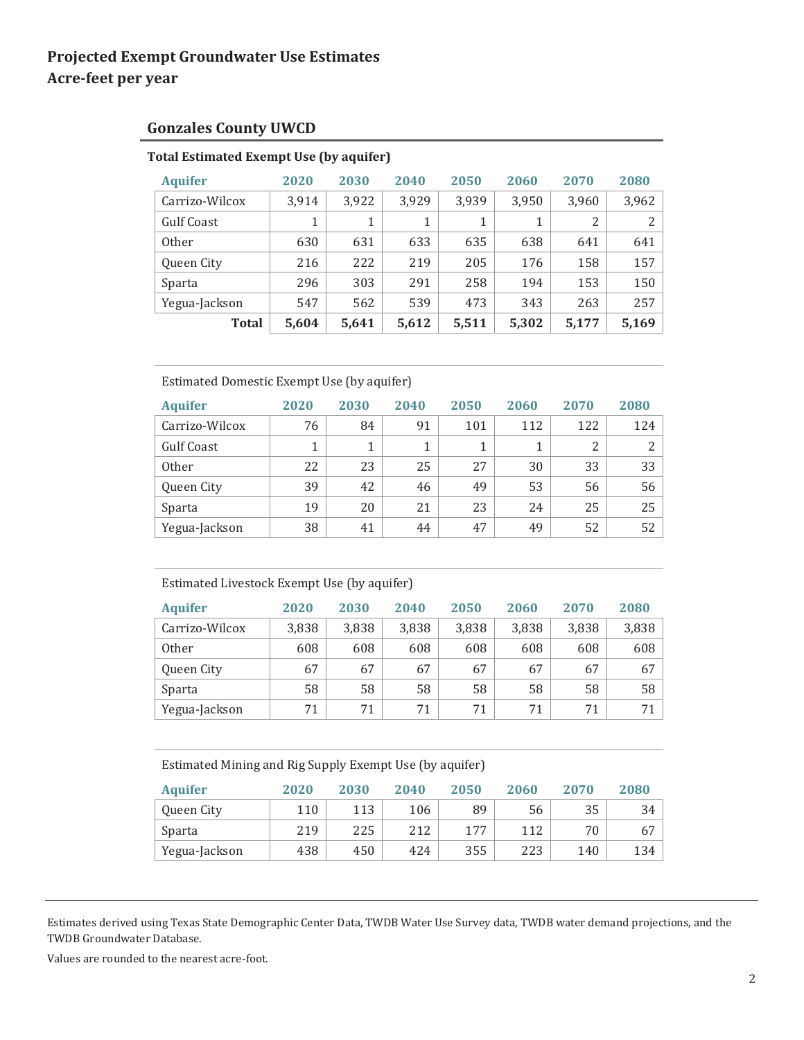# Projected Exempt Groundwater Use Estimates
# Acre-feet per year

## Gonzales County UWCD

**Total Estimated Exempt Use (by aquifer)**

| Aquifer | 2020 | 2030 | 2040 | 2050 | 2060 | 2070 | 2080 |
|---|---|---|---|---|---|---|---|
| Carrizo-Wilcox | 3,914 | 3,922 | 3,929 | 3,939 | 3,950 | 3,960 | 3,962 |
| Gulf Coast | 1 | 1 | 1 | 1 | 1 | 2 | 2 |
| Other | 630 | 631 | 633 | 635 | 638 | 641 | 641 |
| Queen City | 216 | 222 | 219 | 205 | 176 | 158 | 157 |
| Sparta | 296 | 303 | 291 | 258 | 194 | 153 | 150 |
| Yegua-Jackson | 547 | 562 | 539 | 473 | 343 | 263 | 257 |
| **Total** | **5,604** | **5,641** | **5,612** | **5,511** | **5,302** | **5,177** | **5,169** |

Estimated Domestic Exempt Use (by aquifer)

| Aquifer | 2020 | 2030 | 2040 | 2050 | 2060 | 2070 | 2080 |
|---|---|---|---|---|---|---|---|
| Carrizo-Wilcox | 76 | 84 | 91 | 101 | 112 | 122 | 124 |
| Gulf Coast | 1 | 1 | 1 | 1 | 1 | 2 | 2 |
| Other | 22 | 23 | 25 | 27 | 30 | 33 | 33 |
| Queen City | 39 | 42 | 46 | 49 | 53 | 56 | 56 |
| Sparta | 19 | 20 | 21 | 23 | 24 | 25 | 25 |
| Yegua-Jackson | 38 | 41 | 44 | 47 | 49 | 52 | 52 |

Estimated Livestock Exempt Use (by aquifer)

| Aquifer | 2020 | 2030 | 2040 | 2050 | 2060 | 2070 | 2080 |
|---|---|---|---|---|---|---|---|
| Carrizo-Wilcox | 3,838 | 3,838 | 3,838 | 3,838 | 3,838 | 3,838 | 3,838 |
| Other | 608 | 608 | 608 | 608 | 608 | 608 | 608 |
| Queen City | 67 | 67 | 67 | 67 | 67 | 67 | 67 |
| Sparta | 58 | 58 | 58 | 58 | 58 | 58 | 58 |
| Yegua-Jackson | 71 | 71 | 71 | 71 | 71 | 71 | 71 |

Estimated Mining and Rig Supply Exempt Use (by aquifer)

| Aquifer | 2020 | 2030 | 2040 | 2050 | 2060 | 2070 | 2080 |
|---|---|---|---|---|---|---|---|
| Queen City | 110 | 113 | 106 | 89 | 56 | 35 | 34 |
| Sparta | 219 | 225 | 212 | 177 | 112 | 70 | 67 |
| Yegua-Jackson | 438 | 450 | 424 | 355 | 223 | 140 | 134 |

Estimates derived using Texas State Demographic Center Data, TWDB Water Use Survey data, TWDB water demand projections, and the TWDB Groundwater Database.

Values are rounded to the nearest acre-foot.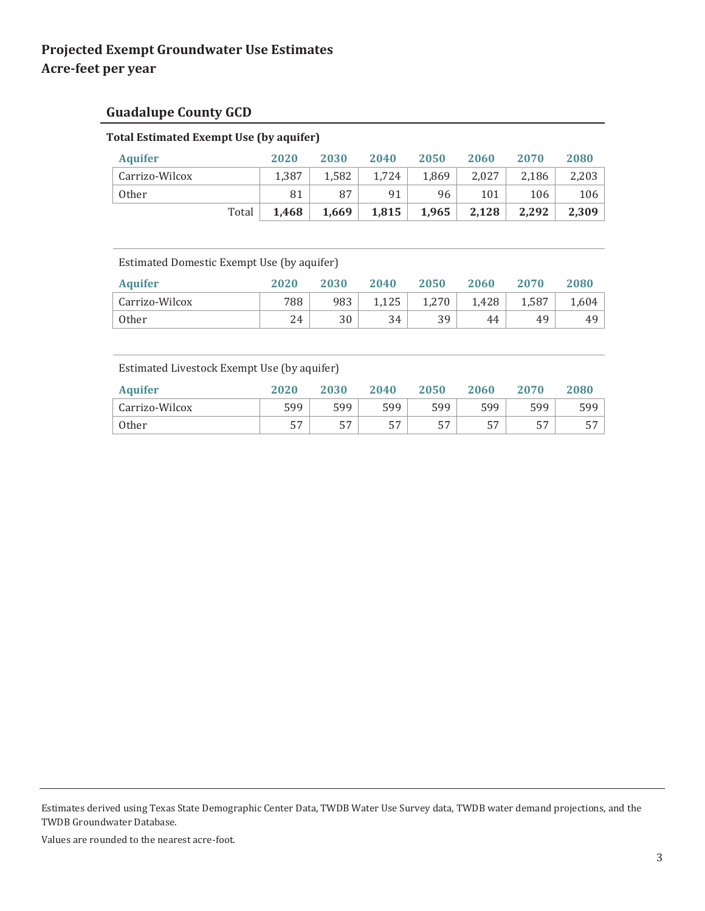# Projected Exempt Groundwater Use Estimates
# Acre-feet per year

## Guadalupe County GCD

### Total Estimated Exempt Use (by aquifer)

| Aquifer | 2020 | 2030 | 2040 | 2050 | 2060 | 2070 | 2080 |
|---|---|---|---|---|---|---|---|
| Carrizo-Wilcox | 1,387 | 1,582 | 1,724 | 1,869 | 2,027 | 2,186 | 2,203 |
| Other | 81 | 87 | 91 | 96 | 101 | 106 | 106 |
| Total | **1,468** | **1,669** | **1,815** | **1,965** | **2,128** | **2,292** | **2,309** |

Estimated Domestic Exempt Use (by aquifer)

| Aquifer | 2020 | 2030 | 2040 | 2050 | 2060 | 2070 | 2080 |
|---|---|---|---|---|---|---|---|
| Carrizo-Wilcox | 788 | 983 | 1,125 | 1,270 | 1,428 | 1,587 | 1,604 |
| Other | 24 | 30 | 34 | 39 | 44 | 49 | 49 |

Estimated Livestock Exempt Use (by aquifer)

| Aquifer | 2020 | 2030 | 2040 | 2050 | 2060 | 2070 | 2080 |
|---|---|---|---|---|---|---|---|
| Carrizo-Wilcox | 599 | 599 | 599 | 599 | 599 | 599 | 599 |
| Other | 57 | 57 | 57 | 57 | 57 | 57 | 57 |

Estimates derived using Texas State Demographic Center Data, TWDB Water Use Survey data, TWDB water demand projections, and the TWDB Groundwater Database.

Values are rounded to the nearest acre-foot.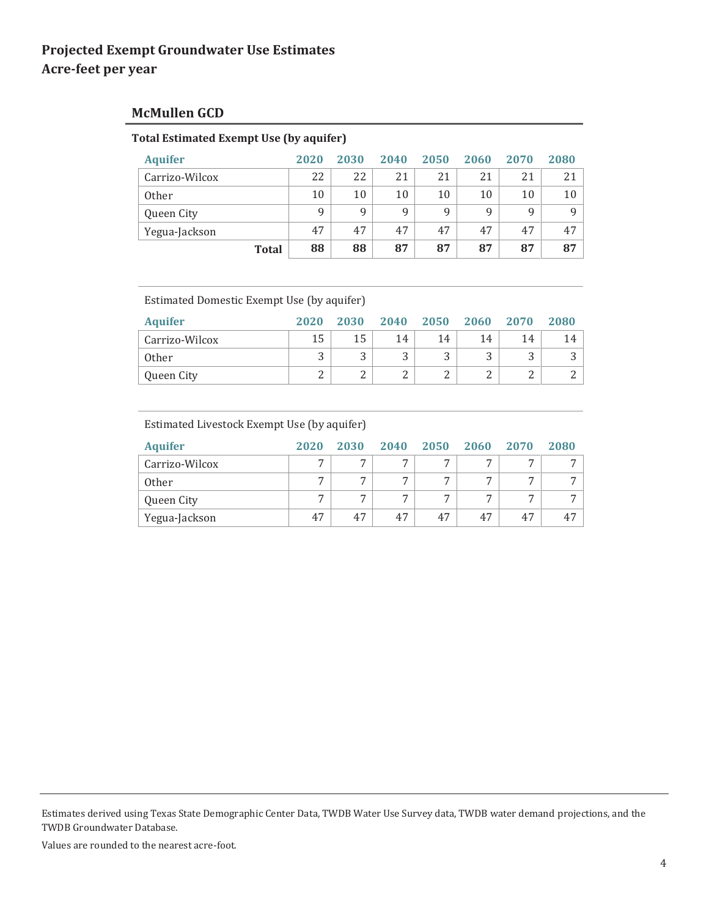# Projected Exempt Groundwater Use Estimates
## Acre-feet per year

### McMullen GCD

**Total Estimated Exempt Use (by aquifer)**

| Aquifer | 2020 | 2030 | 2040 | 2050 | 2060 | 2070 | 2080 |
|---|---|---|---|---|---|---|---|
| Carrizo-Wilcox | 22 | 22 | 21 | 21 | 21 | 21 | 21 |
| Other | 10 | 10 | 10 | 10 | 10 | 10 | 10 |
| Queen City | 9 | 9 | 9 | 9 | 9 | 9 | 9 |
| Yegua-Jackson | 47 | 47 | 47 | 47 | 47 | 47 | 47 |
| **Total** | **88** | **88** | **87** | **87** | **87** | **87** | **87** |

Estimated Domestic Exempt Use (by aquifer)

| Aquifer | 2020 | 2030 | 2040 | 2050 | 2060 | 2070 | 2080 |
|---|---|---|---|---|---|---|---|
| Carrizo-Wilcox | 15 | 15 | 14 | 14 | 14 | 14 | 14 |
| Other | 3 | 3 | 3 | 3 | 3 | 3 | 3 |
| Queen City | 2 | 2 | 2 | 2 | 2 | 2 | 2 |

Estimated Livestock Exempt Use (by aquifer)

| Aquifer | 2020 | 2030 | 2040 | 2050 | 2060 | 2070 | 2080 |
|---|---|---|---|---|---|---|---|
| Carrizo-Wilcox | 7 | 7 | 7 | 7 | 7 | 7 | 7 |
| Other | 7 | 7 | 7 | 7 | 7 | 7 | 7 |
| Queen City | 7 | 7 | 7 | 7 | 7 | 7 | 7 |
| Yegua-Jackson | 47 | 47 | 47 | 47 | 47 | 47 | 47 |

Estimates derived using Texas State Demographic Center Data, TWDB Water Use Survey data, TWDB water demand projections, and the TWDB Groundwater Database.

Values are rounded to the nearest acre-foot.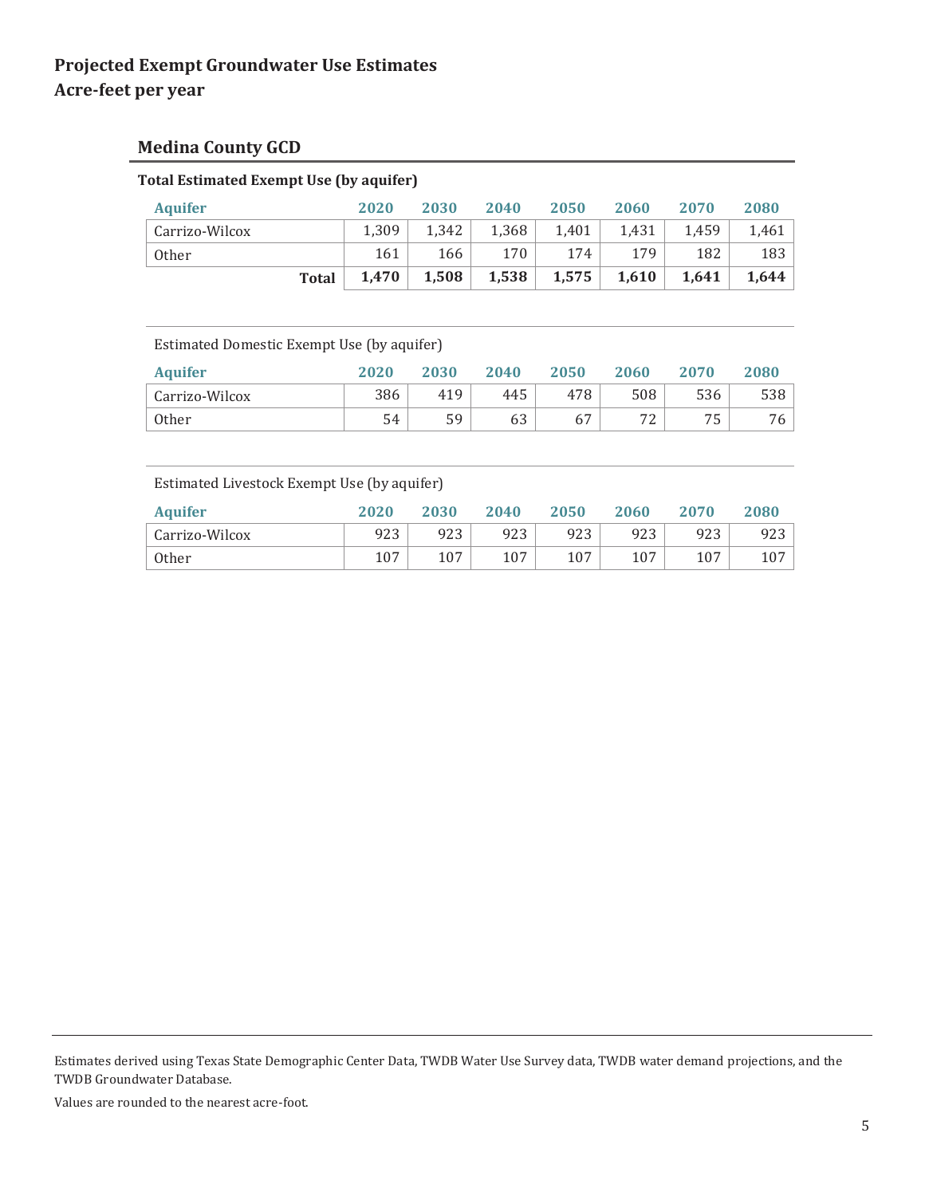# Projected Exempt Groundwater Use Estimates
# Acre-feet per year

## Medina County GCD

**Total Estimated Exempt Use (by aquifer)**

| Aquifer | 2020 | 2030 | 2040 | 2050 | 2060 | 2070 | 2080 |
|---|---|---|---|---|---|---|---|
| Carrizo-Wilcox | 1,309 | 1,342 | 1,368 | 1,401 | 1,431 | 1,459 | 1,461 |
| Other | 161 | 166 | 170 | 174 | 179 | 182 | 183 |
| **Total** | **1,470** | **1,508** | **1,538** | **1,575** | **1,610** | **1,641** | **1,644** |

Estimated Domestic Exempt Use (by aquifer)

| Aquifer | 2020 | 2030 | 2040 | 2050 | 2060 | 2070 | 2080 |
|---|---|---|---|---|---|---|---|
| Carrizo-Wilcox | 386 | 419 | 445 | 478 | 508 | 536 | 538 |
| Other | 54 | 59 | 63 | 67 | 72 | 75 | 76 |

Estimated Livestock Exempt Use (by aquifer)

| Aquifer | 2020 | 2030 | 2040 | 2050 | 2060 | 2070 | 2080 |
|---|---|---|---|---|---|---|---|
| Carrizo-Wilcox | 923 | 923 | 923 | 923 | 923 | 923 | 923 |
| Other | 107 | 107 | 107 | 107 | 107 | 107 | 107 |

Estimates derived using Texas State Demographic Center Data, TWDB Water Use Survey data, TWDB water demand projections, and the TWDB Groundwater Database.

Values are rounded to the nearest acre-foot.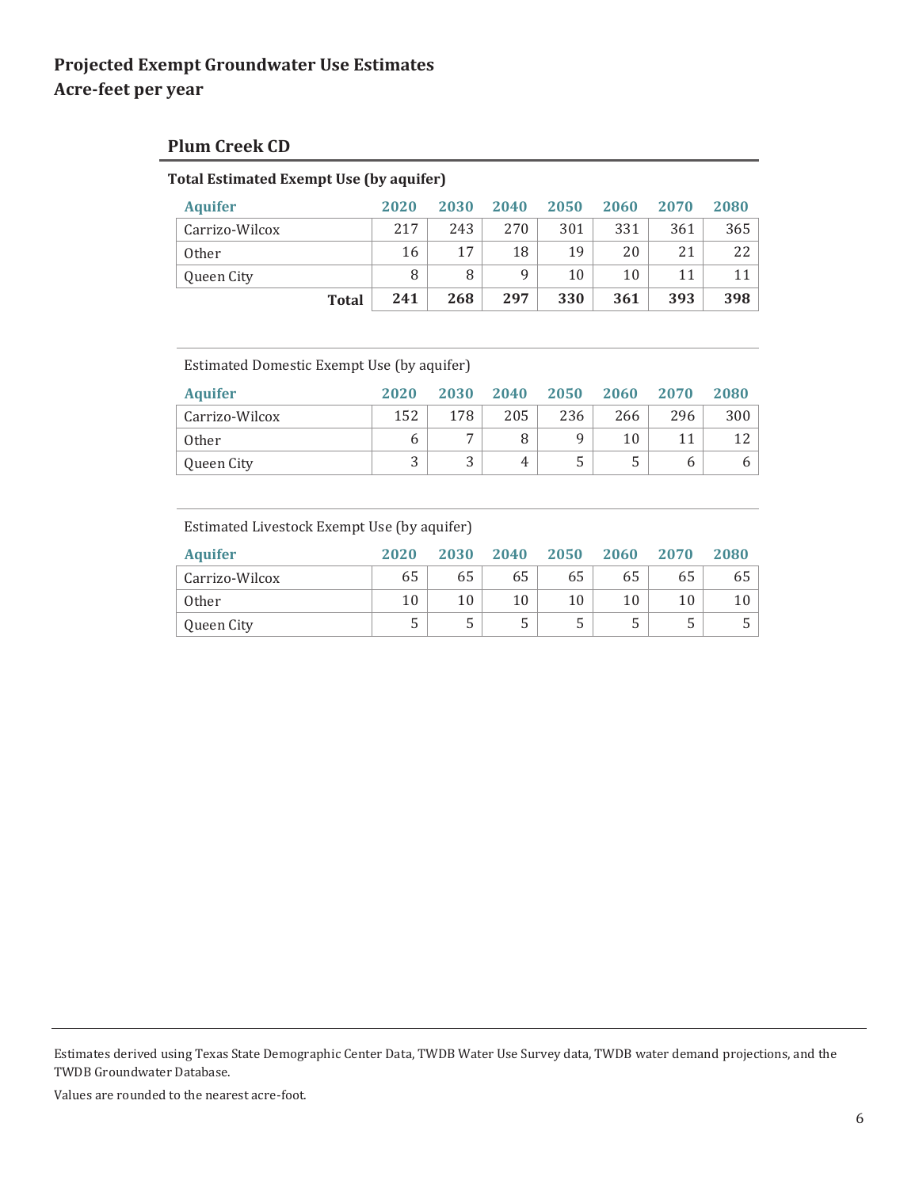# Projected Exempt Groundwater Use Estimates
# Acre-feet per year

## Plum Creek CD

### Total Estimated Exempt Use (by aquifer)

| Aquifer | 2020 | 2030 | 2040 | 2050 | 2060 | 2070 | 2080 |
|---|---|---|---|---|---|---|---|
| Carrizo-Wilcox | 217 | 243 | 270 | 301 | 331 | 361 | 365 |
| Other | 16 | 17 | 18 | 19 | 20 | 21 | 22 |
| Queen City | 8 | 8 | 9 | 10 | 10 | 11 | 11 |
| **Total** | **241** | **268** | **297** | **330** | **361** | **393** | **398** |

Estimated Domestic Exempt Use (by aquifer)

| Aquifer | 2020 | 2030 | 2040 | 2050 | 2060 | 2070 | 2080 |
|---|---|---|---|---|---|---|---|
| Carrizo-Wilcox | 152 | 178 | 205 | 236 | 266 | 296 | 300 |
| Other | 6 | 7 | 8 | 9 | 10 | 11 | 12 |
| Queen City | 3 | 3 | 4 | 5 | 5 | 6 | 6 |

Estimated Livestock Exempt Use (by aquifer)

| Aquifer | 2020 | 2030 | 2040 | 2050 | 2060 | 2070 | 2080 |
|---|---|---|---|---|---|---|---|
| Carrizo-Wilcox | 65 | 65 | 65 | 65 | 65 | 65 | 65 |
| Other | 10 | 10 | 10 | 10 | 10 | 10 | 10 |
| Queen City | 5 | 5 | 5 | 5 | 5 | 5 | 5 |

Estimates derived using Texas State Demographic Center Data, TWDB Water Use Survey data, TWDB water demand projections, and the TWDB Groundwater Database.

Values are rounded to the nearest acre-foot.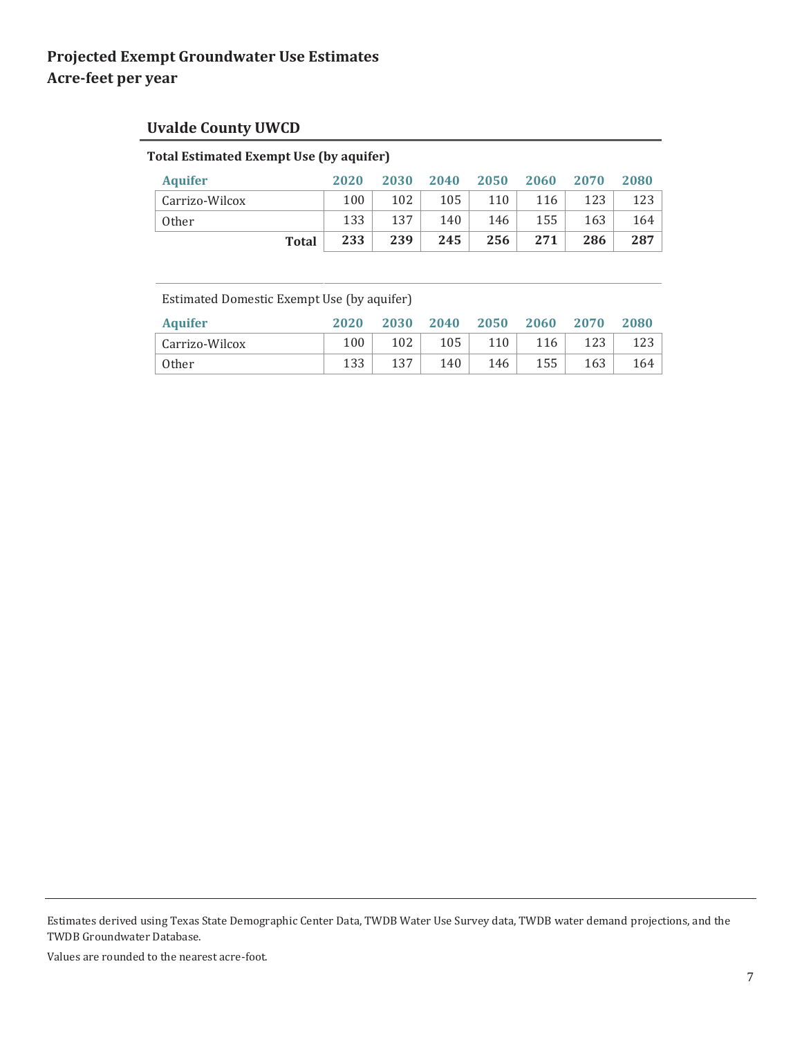# Projected Exempt Groundwater Use Estimates
# Acre-feet per year

## Uvalde County UWCD

**Total Estimated Exempt Use (by aquifer)**

| Aquifer | 2020 | 2030 | 2040 | 2050 | 2060 | 2070 | 2080 |
|---|---|---|---|---|---|---|---|
| Carrizo-Wilcox | 100 | 102 | 105 | 110 | 116 | 123 | 123 |
| Other | 133 | 137 | 140 | 146 | 155 | 163 | 164 |
| **Total** | **233** | **239** | **245** | **256** | **271** | **286** | **287** |

Estimated Domestic Exempt Use (by aquifer)

| Aquifer | 2020 | 2030 | 2040 | 2050 | 2060 | 2070 | 2080 |
|---|---|---|---|---|---|---|---|
| Carrizo-Wilcox | 100 | 102 | 105 | 110 | 116 | 123 | 123 |
| Other | 133 | 137 | 140 | 146 | 155 | 163 | 164 |

Estimates derived using Texas State Demographic Center Data, TWDB Water Use Survey data, TWDB water demand projections, and the TWDB Groundwater Database.

Values are rounded to the nearest acre-foot.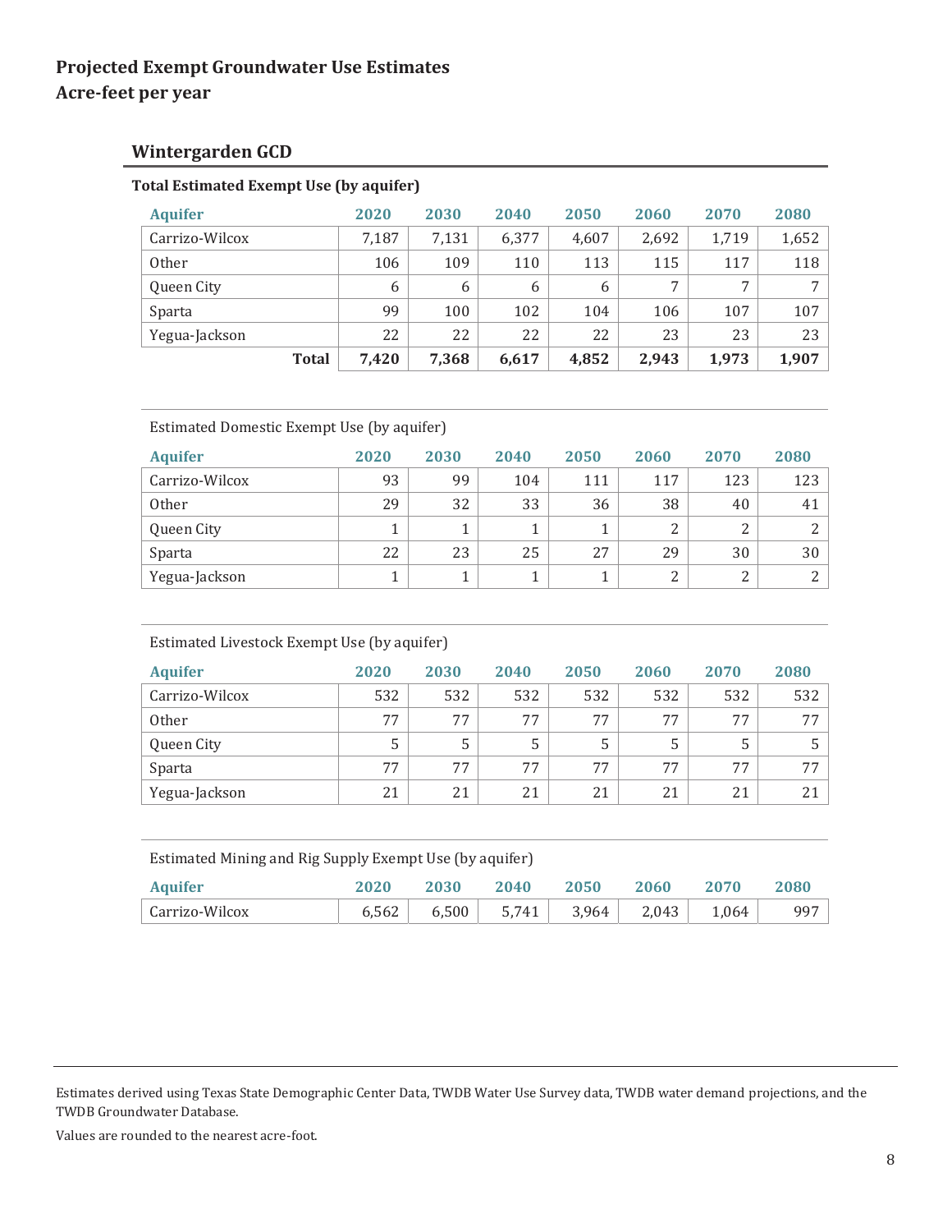# Projected Exempt Groundwater Use Estimates
# Acre-feet per year

## Wintergarden GCD

**Total Estimated Exempt Use (by aquifer)**

| Aquifer | 2020 | 2030 | 2040 | 2050 | 2060 | 2070 | 2080 |
|---|---|---|---|---|---|---|---|
| Carrizo-Wilcox | 7,187 | 7,131 | 6,377 | 4,607 | 2,692 | 1,719 | 1,652 |
| Other | 106 | 109 | 110 | 113 | 115 | 117 | 118 |
| Queen City | 6 | 6 | 6 | 6 | 7 | 7 | 7 |
| Sparta | 99 | 100 | 102 | 104 | 106 | 107 | 107 |
| Yegua-Jackson | 22 | 22 | 22 | 22 | 23 | 23 | 23 |
| **Total** | **7,420** | **7,368** | **6,617** | **4,852** | **2,943** | **1,973** | **1,907** |

Estimated Domestic Exempt Use (by aquifer)

| Aquifer | 2020 | 2030 | 2040 | 2050 | 2060 | 2070 | 2080 |
|---|---|---|---|---|---|---|---|
| Carrizo-Wilcox | 93 | 99 | 104 | 111 | 117 | 123 | 123 |
| Other | 29 | 32 | 33 | 36 | 38 | 40 | 41 |
| Queen City | 1 | 1 | 1 | 1 | 2 | 2 | 2 |
| Sparta | 22 | 23 | 25 | 27 | 29 | 30 | 30 |
| Yegua-Jackson | 1 | 1 | 1 | 1 | 2 | 2 | 2 |

Estimated Livestock Exempt Use (by aquifer)

| Aquifer | 2020 | 2030 | 2040 | 2050 | 2060 | 2070 | 2080 |
|---|---|---|---|---|---|---|---|
| Carrizo-Wilcox | 532 | 532 | 532 | 532 | 532 | 532 | 532 |
| Other | 77 | 77 | 77 | 77 | 77 | 77 | 77 |
| Queen City | 5 | 5 | 5 | 5 | 5 | 5 | 5 |
| Sparta | 77 | 77 | 77 | 77 | 77 | 77 | 77 |
| Yegua-Jackson | 21 | 21 | 21 | 21 | 21 | 21 | 21 |

Estimated Mining and Rig Supply Exempt Use (by aquifer)

| Aquifer | 2020 | 2030 | 2040 | 2050 | 2060 | 2070 | 2080 |
|---|---|---|---|---|---|---|---|
| Carrizo-Wilcox | 6,562 | 6,500 | 5,741 | 3,964 | 2,043 | 1,064 | 997 |

Estimates derived using Texas State Demographic Center Data, TWDB Water Use Survey data, TWDB water demand projections, and the TWDB Groundwater Database.

Values are rounded to the nearest acre-foot.